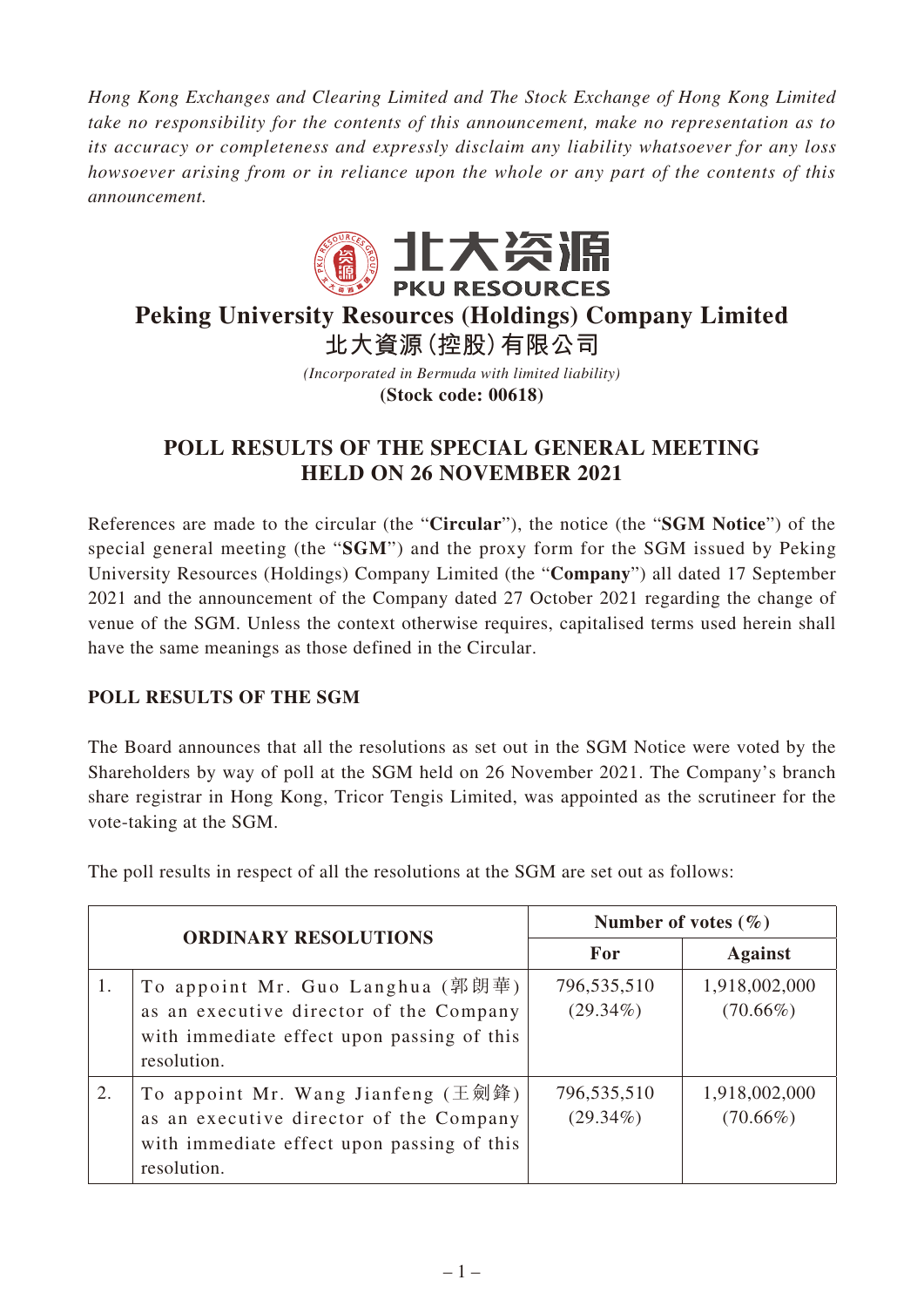*Hong Kong Exchanges and Clearing Limited and The Stock Exchange of Hong Kong Limited take no responsibility for the contents of this announcement, make no representation as to its accuracy or completeness and expressly disclaim any liability whatsoever for any loss howsoever arising from or in reliance upon the whole or any part of the contents of this announcement.*

# Peking University Resources (Holdings) Company Limited
# 北大資源(控股)有限公司

*(Incorporated in Bermuda with limited liability)*

**(Stock code: 00618)**

## POLL RESULTS OF THE SPECIAL GENERAL MEETING HELD ON 26 NOVEMBER 2021

References are made to the circular (the "**Circular**"), the notice (the "**SGM Notice**") of the special general meeting (the "**SGM**") and the proxy form for the SGM issued by Peking University Resources (Holdings) Company Limited (the "**Company**") all dated 17 September 2021 and the announcement of the Company dated 27 October 2021 regarding the change of venue of the SGM. Unless the context otherwise requires, capitalised terms used herein shall have the same meanings as those defined in the Circular.

### POLL RESULTS OF THE SGM

The Board announces that all the resolutions as set out in the SGM Notice were voted by the Shareholders by way of poll at the SGM held on 26 November 2021. The Company's branch share registrar in Hong Kong, Tricor Tengis Limited, was appointed as the scrutineer for the vote-taking at the SGM.

The poll results in respect of all the resolutions at the SGM are set out as follows:

| ORDINARY RESOLUTIONS | | Number of votes (%) | |
|---|---|---|---|
| | | For | Against |
| 1. | To appoint Mr. Guo Langhua (郭朗華) as an executive director of the Company with immediate effect upon passing of this resolution. | 796,535,510 (29.34%) | 1,918,002,000 (70.66%) |
| 2. | To appoint Mr. Wang Jianfeng (王劍鋒) as an executive director of the Company with immediate effect upon passing of this resolution. | 796,535,510 (29.34%) | 1,918,002,000 (70.66%) |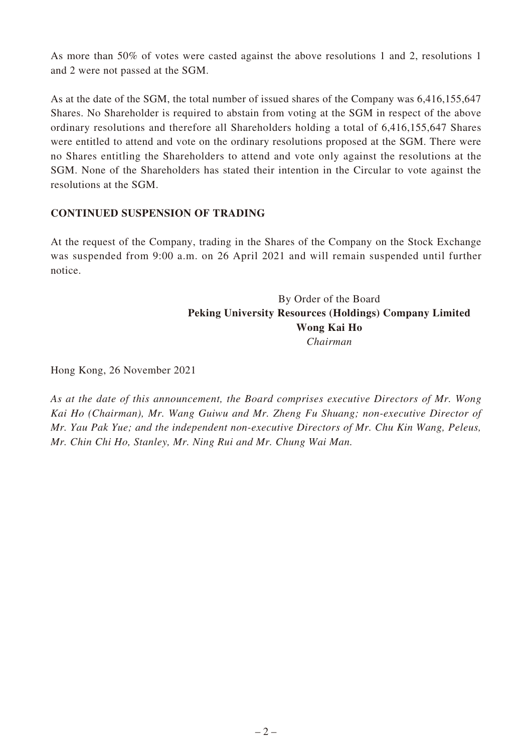As more than 50% of votes were casted against the above resolutions 1 and 2, resolutions 1 and 2 were not passed at the SGM.

As at the date of the SGM, the total number of issued shares of the Company was 6,416,155,647 Shares. No Shareholder is required to abstain from voting at the SGM in respect of the above ordinary resolutions and therefore all Shareholders holding a total of 6,416,155,647 Shares were entitled to attend and vote on the ordinary resolutions proposed at the SGM. There were no Shares entitling the Shareholders to attend and vote only against the resolutions at the SGM. None of the Shareholders has stated their intention in the Circular to vote against the resolutions at the SGM.

**CONTINUED SUSPENSION OF TRADING**

At the request of the Company, trading in the Shares of the Company on the Stock Exchange was suspended from 9:00 a.m. on 26 April 2021 and will remain suspended until further notice.

By Order of the Board
**Peking University Resources (Holdings) Company Limited**
**Wong Kai Ho**
*Chairman*

Hong Kong, 26 November 2021

*As at the date of this announcement, the Board comprises executive Directors of Mr. Wong Kai Ho (Chairman), Mr. Wang Guiwu and Mr. Zheng Fu Shuang; non-executive Director of Mr. Yau Pak Yue; and the independent non-executive Directors of Mr. Chu Kin Wang, Peleus, Mr. Chin Chi Ho, Stanley, Mr. Ning Rui and Mr. Chung Wai Man.*